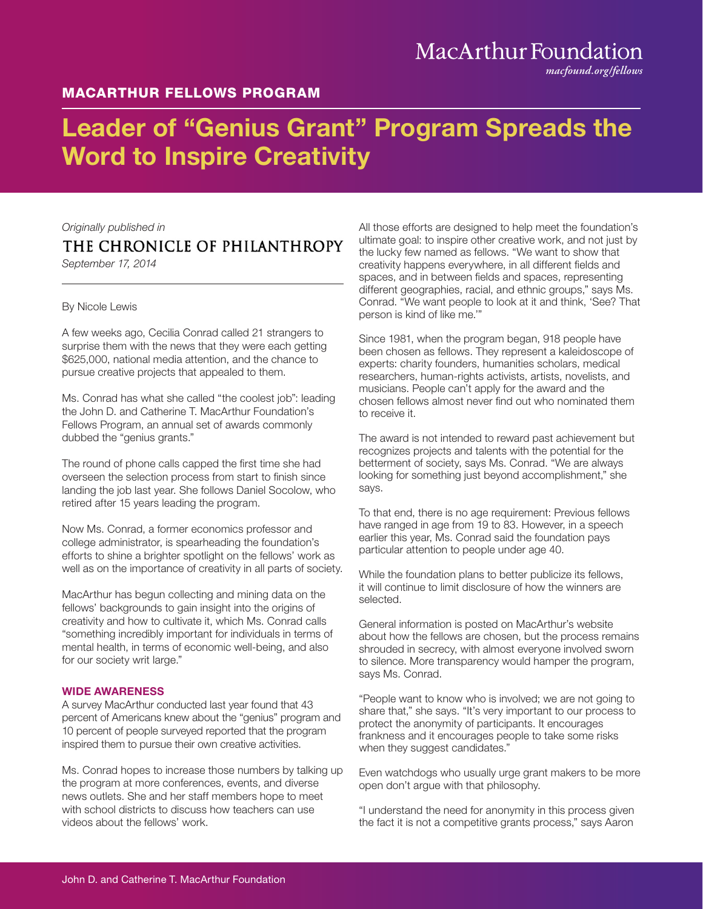# MacArthur Foundation

*macfound.org/fellows*

## MACARTHUR FELLOWS PROGRAM

# Leader of "Genius Grant" Program Spreads the Word to Inspire Creativity

*Originally published in*

**THE CHRONICLE OF PHILANTHROPY**

*September 17, 2014*

By Nicole Lewis

A few weeks ago, Cecilia Conrad called 21 strangers to surprise them with the news that they were each getting $625,000, national media attention, and the chance to pursue creative projects that appealed to them.

Ms. Conrad has what she called "the coolest job": leading the John D. and Catherine T. MacArthur Foundation's Fellows Program, an annual set of awards commonly dubbed the "genius grants."

The round of phone calls capped the first time she had overseen the selection process from start to finish since landing the job last year. She follows Daniel Socolow, who retired after 15 years leading the program.

Now Ms. Conrad, a former economics professor and college administrator, is spearheading the foundation's efforts to shine a brighter spotlight on the fellows' work as well as on the importance of creativity in all parts of society.

MacArthur has begun collecting and mining data on the fellows' backgrounds to gain insight into the origins of creativity and how to cultivate it, which Ms. Conrad calls "something incredibly important for individuals in terms of mental health, in terms of economic well-being, and also for our society writ large."

### WIDE AWARENESS

A survey MacArthur conducted last year found that 43 percent of Americans knew about the "genius" program and 10 percent of people surveyed reported that the program inspired them to pursue their own creative activities.

Ms. Conrad hopes to increase those numbers by talking up the program at more conferences, events, and diverse news outlets. She and her staff members hope to meet with school districts to discuss how teachers can use videos about the fellows' work.

All those efforts are designed to help meet the foundation's ultimate goal: to inspire other creative work, and not just by the lucky few named as fellows. "We want to show that creativity happens everywhere, in all different fields and spaces, and in between fields and spaces, representing different geographies, racial, and ethnic groups," says Ms. Conrad. "We want people to look at it and think, 'See? That person is kind of like me.'"

Since 1981, when the program began, 918 people have been chosen as fellows. They represent a kaleidoscope of experts: charity founders, humanities scholars, medical researchers, human-rights activists, artists, novelists, and musicians. People can't apply for the award and the chosen fellows almost never find out who nominated them to receive it.

The award is not intended to reward past achievement but recognizes projects and talents with the potential for the betterment of society, says Ms. Conrad. "We are always looking for something just beyond accomplishment," she says.

To that end, there is no age requirement: Previous fellows have ranged in age from 19 to 83. However, in a speech earlier this year, Ms. Conrad said the foundation pays particular attention to people under age 40.

While the foundation plans to better publicize its fellows, it will continue to limit disclosure of how the winners are selected.

General information is posted on MacArthur's website about how the fellows are chosen, but the process remains shrouded in secrecy, with almost everyone involved sworn to silence. More transparency would hamper the program, says Ms. Conrad.

"People want to know who is involved; we are not going to share that," she says. "It's very important to our process to protect the anonymity of participants. It encourages frankness and it encourages people to take some risks when they suggest candidates."

Even watchdogs who usually urge grant makers to be more open don't argue with that philosophy.

"I understand the need for anonymity in this process given the fact it is not a competitive grants process," says Aaron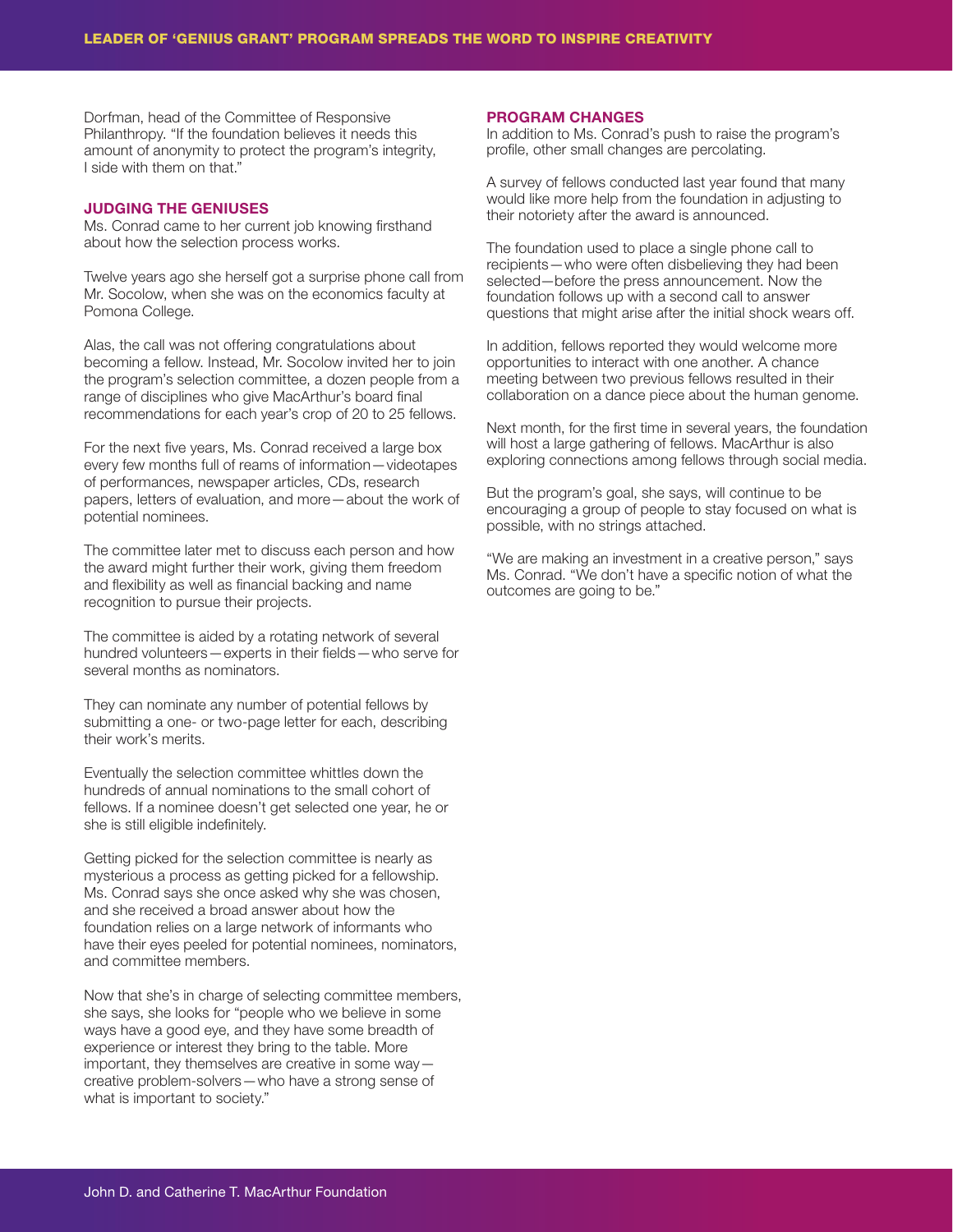Dorfman, head of the Committee of Responsive Philanthropy. "If the foundation believes it needs this amount of anonymity to protect the program's integrity, I side with them on that."

## JUDGING THE GENIUSES

Ms. Conrad came to her current job knowing firsthand about how the selection process works.

Twelve years ago she herself got a surprise phone call from Mr. Socolow, when she was on the economics faculty at Pomona College.

Alas, the call was not offering congratulations about becoming a fellow. Instead, Mr. Socolow invited her to join the program's selection committee, a dozen people from a range of disciplines who give MacArthur's board final recommendations for each year's crop of 20 to 25 fellows.

For the next five years, Ms. Conrad received a large box every few months full of reams of information—videotapes of performances, newspaper articles, CDs, research papers, letters of evaluation, and more—about the work of potential nominees.

The committee later met to discuss each person and how the award might further their work, giving them freedom and flexibility as well as financial backing and name recognition to pursue their projects.

The committee is aided by a rotating network of several hundred volunteers—experts in their fields—who serve for several months as nominators.

They can nominate any number of potential fellows by submitting a one- or two-page letter for each, describing their work's merits.

Eventually the selection committee whittles down the hundreds of annual nominations to the small cohort of fellows. If a nominee doesn't get selected one year, he or she is still eligible indefinitely.

Getting picked for the selection committee is nearly as mysterious a process as getting picked for a fellowship. Ms. Conrad says she once asked why she was chosen, and she received a broad answer about how the foundation relies on a large network of informants who have their eyes peeled for potential nominees, nominators, and committee members.

Now that she's in charge of selecting committee members, she says, she looks for "people who we believe in some ways have a good eye, and they have some breadth of experience or interest they bring to the table. More important, they themselves are creative in some way—creative problem-solvers—who have a strong sense of what is important to society."

## PROGRAM CHANGES

In addition to Ms. Conrad's push to raise the program's profile, other small changes are percolating.

A survey of fellows conducted last year found that many would like more help from the foundation in adjusting to their notoriety after the award is announced.

The foundation used to place a single phone call to recipients—who were often disbelieving they had been selected—before the press announcement. Now the foundation follows up with a second call to answer questions that might arise after the initial shock wears off.

In addition, fellows reported they would welcome more opportunities to interact with one another. A chance meeting between two previous fellows resulted in their collaboration on a dance piece about the human genome.

Next month, for the first time in several years, the foundation will host a large gathering of fellows. MacArthur is also exploring connections among fellows through social media.

But the program's goal, she says, will continue to be encouraging a group of people to stay focused on what is possible, with no strings attached.

"We are making an investment in a creative person," says Ms. Conrad. "We don't have a specific notion of what the outcomes are going to be."